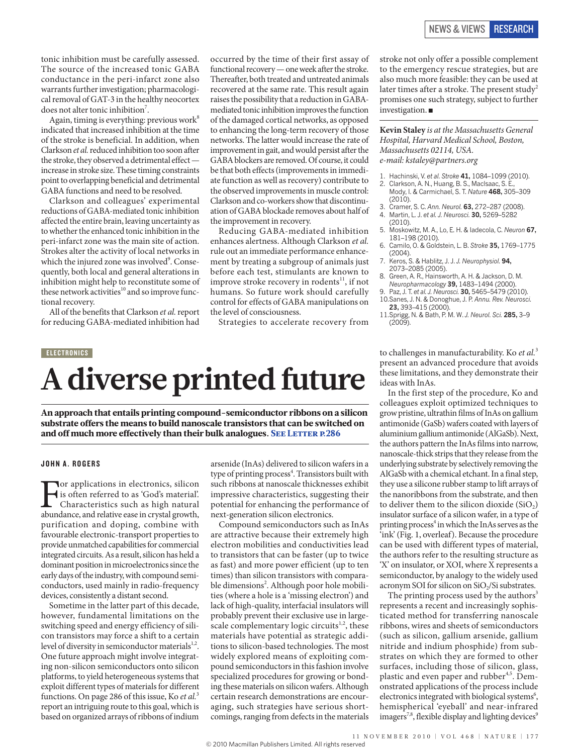tonic inhibition must be carefully assessed. The source of the increased tonic GABA conductance in the peri-infarct zone also warrants further investigation; pharmacological removal of GAT-3 in the healthy neocortex does not alter tonic inhibition[7].

Again, timing is everything: previous work[8] indicated that increased inhibition at the time of the stroke is beneficial. In addition, when Clarkson *et al.* reduced inhibition too soon after the stroke, they observed a detrimental effect — increase in stroke size. These timing constraints point to overlapping beneficial and detrimental GABA functions and need to be resolved.

Clarkson and colleagues' experimental reductions of GABA-mediated tonic inhibition affected the entire brain, leaving uncertainty as to whether the enhanced tonic inhibition in the peri-infarct zone was the main site of action. Strokes alter the activity of local networks in which the injured zone was involved[9]. Consequently, both local and general alterations in inhibition might help to reconstitute some of these network activities[10] and so improve functional recovery.

All of the benefits that Clarkson *et al.* report for reducing GABA-mediated inhibition had occurred by the time of their first assay of functional recovery — one week after the stroke. Thereafter, both treated and untreated animals recovered at the same rate. This result again raises the possibility that a reduction in GABA-mediated tonic inhibition improves the function of the damaged cortical networks, as opposed to enhancing the long-term recovery of those networks. The latter would increase the rate of improvement in gait, and would persist after the GABA blockers are removed. Of course, it could be that both effects (improvements in immediate function as well as recovery) contribute to the observed improvements in muscle control: Clarkson and co-workers show that discontinuation of GABA blockade removes about half of the improvement in recovery.

Reducing GABA-mediated inhibition enhances alertness. Although Clarkson *et al.* rule out an immediate performance enhancement by treating a subgroup of animals just before each test, stimulants are known to improve stroke recovery in rodents[11], if not humans. So future work should carefully control for effects of GABA manipulations on the level of consciousness.

Strategies to accelerate recovery from stroke not only offer a possible complement to the emergency rescue strategies, but are also much more feasible: they can be used at later times after a stroke. The present study[2] promises one such strategy, subject to further investigation. ■

**Kevin Staley** *is at the Massachusetts General Hospital, Harvard Medical School, Boston, Massachusetts 02114, USA.*
*e-mail: kstaley@partners.org*

1. Hachinski, V. *et al. Stroke* **41,** 1084–1099 (2010).
2. Clarkson, A. N., Huang, B. S., MacIsaac, S. E., Mody, I. & Carmichael, S. T. *Nature* **468,** 305–309 (2010).
3. Cramer, S. C. *Ann. Neurol.* **63,** 272–287 (2008).
4. Martin, L. J. *et al. J. Neurosci.* **30,** 5269–5282 (2010).
5. Moskowitz, M. A., Lo, E. H. & Iadecola, C. *Neuron* **67,** 181–198 (2010).
6. Camilo, O. & Goldstein, L. B. *Stroke* **35,** 1769–1775 (2004).
7. Keros, S. & Hablitz, J. J. *J. Neurophysiol.* **94,** 2073–2085 (2005).
8. Green, A. R., Hainsworth, A. H. & Jackson, D. M. *Neuropharmacology* **39,** 1483–1494 (2000).
9. Paz, J. T. *et al. J. Neurosci.* **30,** 5465–5479 (2010).
10. Sanes, J. N. & Donoghue, J. P. *Annu. Rev. Neurosci.* **23,** 393–415 (2000).
11. Sprigg, N. & Bath, P. M. W. *J. Neurol. Sci.* **285,** 3–9 (2009).

ELECTRONICS

# A diverse printed future

**An approach that entails printing compound-semiconductor ribbons on a silicon substrate offers the means to build nanoscale transistors that can be switched on and off much more effectively than their bulk analogues.** See Letter p.286

**JOHN A. ROGERS**

For applications in electronics, silicon is often referred to as 'God's material'. Characteristics such as high natural abundance, and relative ease in crystal growth, purification and doping, combine with favourable electronic-transport properties to provide unmatched capabilities for commercial integrated circuits. As a result, silicon has held a dominant position in microelectronics since the early days of the industry, with compound semiconductors, used mainly in radio-frequency devices, consistently a distant second.

Sometime in the latter part of this decade, however, fundamental limitations on the switching speed and energy efficiency of silicon transistors may force a shift to a certain level of diversity in semiconductor materials[1,2]. One future approach might involve integrating non-silicon semiconductors onto silicon platforms, to yield heterogeneous systems that exploit different types of materials for different functions. On page 286 of this issue, Ko *et al.*[3] report an intriguing route to this goal, which is based on organized arrays of ribbons of indium arsenide (InAs) delivered to silicon wafers in a type of printing process[4]. Transistors built with such ribbons at nanoscale thicknesses exhibit impressive characteristics, suggesting their potential for enhancing the performance of next-generation silicon electronics.

Compound semiconductors such as InAs are attractive because their extremely high electron mobilities and conductivities lead to transistors that can be faster (up to twice as fast) and more power efficient (up to ten times) than silicon transistors with comparable dimensions[2]. Although poor hole mobilities (where a hole is a 'missing electron') and lack of high-quality, interfacial insulators will probably prevent their exclusive use in large-scale complementary logic circuits[1,2], these materials have potential as strategic additions to silicon-based technologies. The most widely explored means of exploiting compound semiconductors in this fashion involve specialized procedures for growing or bonding these materials on silicon wafers. Although certain research demonstrations are encouraging, such strategies have serious shortcomings, ranging from defects in the materials to challenges in manufacturability. Ko *et al.*[3] present an advanced procedure that avoids these limitations, and they demonstrate their ideas with InAs.

In the first step of the procedure, Ko and colleagues exploit optimized techniques to grow pristine, ultrathin films of InAs on gallium antimonide (GaSb) wafers coated with layers of aluminium gallium antimonide (AlGaSb). Next, the authors pattern the InAs films into narrow, nanoscale-thick strips that they release from the underlying substrate by selectively removing the AlGaSb with a chemical etchant. In a final step, they use a silicone rubber stamp to lift arrays of the nanoribbons from the substrate, and then to deliver them to the silicon dioxide ($SiO_2$) insulator surface of a silicon wafer, in a type of printing process[4] in which the InAs serves as the 'ink' (Fig. 1, overleaf). Because the procedure can be used with different types of material, the authors refer to the resulting structure as 'X' on insulator, or XOI, where X represents a semiconductor, by analogy to the widely used acronym SOI for silicon on $SiO_2$/Si substrates.

The printing process used by the authors[3] represents a recent and increasingly sophisticated method for transferring nanoscale ribbons, wires and sheets of semiconductors (such as silicon, gallium arsenide, gallium nitride and indium phosphide) from substrates on which they are formed to other surfaces, including those of silicon, glass, plastic and even paper and rubber[4,5]. Demonstrated applications of the process include electronics integrated with biological systems[6], hemispherical 'eyeball' and near-infrared imagers[7,8], flexible display and lighting devices[9]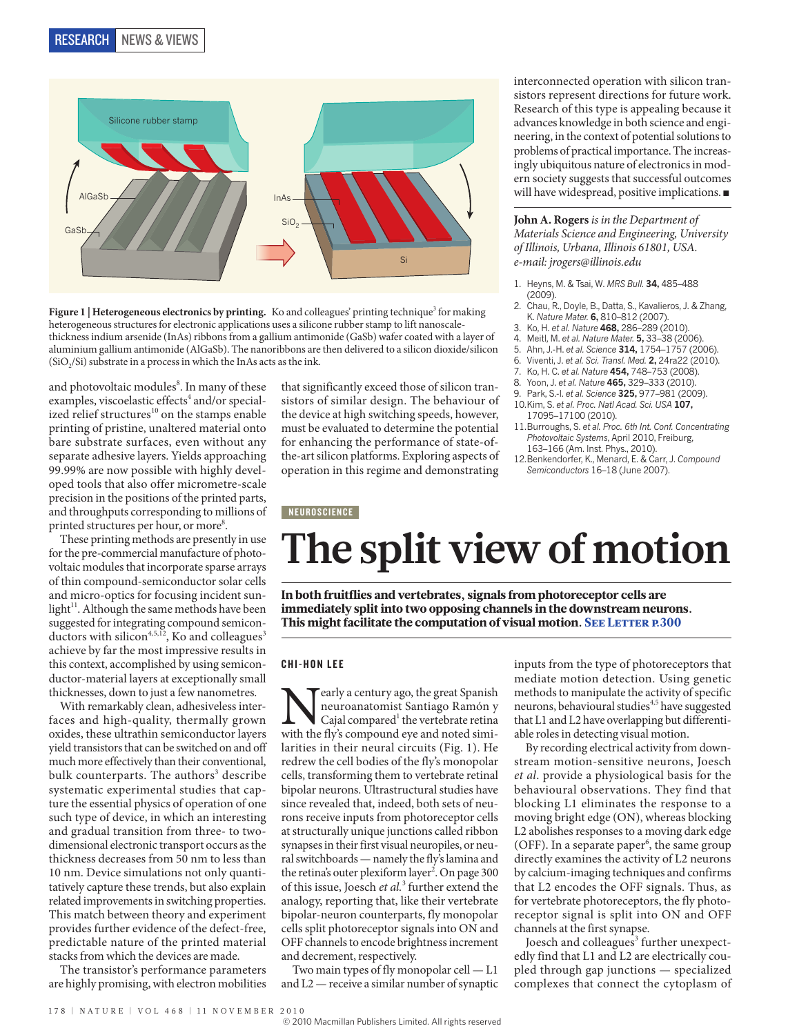Silicone rubber stamp

AlGaSb

GaSb

InAs

$SiO_2$

Si

**Figure 1 | Heterogeneous electronics by printing.** Ko and colleagues' printing technique[3] for making heterogeneous structures for electronic applications uses a silicone rubber stamp to lift nanoscale-thickness indium arsenide (InAs) ribbons from a gallium antimonide (GaSb) wafer coated with a layer of aluminium gallium antimonide (AlGaSb). The nanoribbons are then delivered to a silicon dioxide/silicon ($SiO_2$/Si) substrate in a process in which the InAs acts as the ink.

and photovoltaic modules[8]. In many of these examples, viscoelastic effects[4] and/or specialized relief structures[10] on the stamps enable printing of pristine, unaltered material onto bare substrate surfaces, even without any separate adhesive layers. Yields approaching 99.99% are now possible with highly developed tools that also offer micrometre-scale precision in the positions of the printed parts, and throughputs corresponding to millions of printed structures per hour, or more[8].

These printing methods are presently in use for the pre-commercial manufacture of photovoltaic modules that incorporate sparse arrays of thin compound-semiconductor solar cells and micro-optics for focusing incident sunlight[11]. Although the same methods have been suggested for integrating compound semiconductors with silicon[4,5,12], Ko and colleagues[3] achieve by far the most impressive results in this context, accomplished by using semiconductor-material layers at exceptionally small thicknesses, down to just a few nanometres.

With remarkably clean, adhesiveless interfaces and high-quality, thermally grown oxides, these ultrathin semiconductor layers yield transistors that can be switched on and off much more effectively than their conventional, bulk counterparts. The authors[3] describe systematic experimental studies that capture the essential physics of operation of one such type of device, in which an interesting and gradual transition from three- to two-dimensional electronic transport occurs as the thickness decreases from 50 nm to less than 10 nm. Device simulations not only quantitatively capture these trends, but also explain related improvements in switching properties. This match between theory and experiment provides further evidence of the defect-free, predictable nature of the printed material stacks from which the devices are made.

The transistor's performance parameters are highly promising, with electron mobilities that significantly exceed those of silicon transistors of similar design. The behaviour of the device at high switching speeds, however, must be evaluated to determine the potential for enhancing the performance of state-of-the-art silicon platforms. Exploring aspects of operation in this regime and demonstrating interconnected operation with silicon transistors represent directions for future work. Research of this type is appealing because it advances knowledge in both science and engineering, in the context of potential solutions to problems of practical importance. The increasingly ubiquitous nature of electronics in modern society suggests that successful outcomes will have widespread, positive implications. ■

**John A. Rogers** *is in the Department of Materials Science and Engineering, University of Illinois, Urbana, Illinois 61801, USA.*
*e-mail: jrogers@illinois.edu*

1. Heyns, M. & Tsai, W. *MRS Bull.* **34,** 485–488 (2009).
2. Chau, R., Doyle, B., Datta, S., Kavalieros, J. & Zhang, K. *Nature Mater.* **6,** 810–812 (2007).
3. Ko, H. *et al. Nature* **468,** 286–289 (2010).
4. Meitl, M. *et al. Nature Mater.* **5,** 33–38 (2006).
5. Ahn, J.-H. *et al. Science* **314,** 1754–1757 (2006).
6. Viventi, J. *et al. Sci. Transl. Med.* **2,** 24ra22 (2010).
7. Ko, H. C. *et al. Nature* **454,** 748–753 (2008).
8. Yoon, J. *et al. Nature* **465,** 329–333 (2010).
9. Park, S.-I. *et al. Science* **325,** 977–981 (2009).
10. Kim, S. *et al. Proc. Natl Acad. Sci. USA* **107,** 17095–17100 (2010).
11. Burroughs, S. *et al. Proc. 6th Int. Conf. Concentrating Photovoltaic Systems*, April 2010, Freiburg, 163–166 (Am. Inst. Phys., 2010).
12. Benkendorfer, K., Menard, E. & Carr, J. *Compound Semiconductors* 16–18 (June 2007).

NEUROSCIENCE

# The split view of motion

**In both fruitflies and vertebrates, signals from photoreceptor cells are immediately split into two opposing channels in the downstream neurons. This might facilitate the computation of visual motion. See Letter p.300**

CHI-HON LEE

Nearly a century ago, the great Spanish neuroanatomist Santiago Ramón y Cajal compared[1] the vertebrate retina with the fly's compound eye and noted similarities in their neural circuits (Fig. 1). He redrew the cell bodies of the fly's monopolar cells, transforming them to vertebrate retinal bipolar neurons. Ultrastructural studies have since revealed that, indeed, both sets of neurons receive inputs from photoreceptor cells at structurally unique junctions called ribbon synapses in their first visual neuropiles, or neural switchboards — namely the fly's lamina and the retina's outer plexiform layer[2]. On page 300 of this issue, Joesch *et al.*[3] further extend the analogy, reporting that, like their vertebrate bipolar-neuron counterparts, fly monopolar cells split photoreceptor signals into ON and OFF channels to encode brightness increment and decrement, respectively.

Two main types of fly monopolar cell — L1 and L2 — receive a similar number of synaptic inputs from the type of photoreceptors that mediate motion detection. Using genetic methods to manipulate the activity of specific neurons, behavioural studies[4,5] have suggested that L1 and L2 have overlapping but differentiable roles in detecting visual motion.

By recording electrical activity from downstream motion-sensitive neurons, Joesch *et al.* provide a physiological basis for the behavioural observations. They find that blocking L1 eliminates the response to a moving bright edge (ON), whereas blocking L2 abolishes responses to a moving dark edge (OFF). In a separate paper[6], the same group directly examines the activity of L2 neurons by calcium-imaging techniques and confirms that L2 encodes the OFF signals. Thus, as for vertebrate photoreceptors, the fly photoreceptor signal is split into ON and OFF channels at the first synapse.

Joesch and colleagues[3] further unexpectedly find that L1 and L2 are electrically coupled through gap junctions — specialized complexes that connect the cytoplasm of